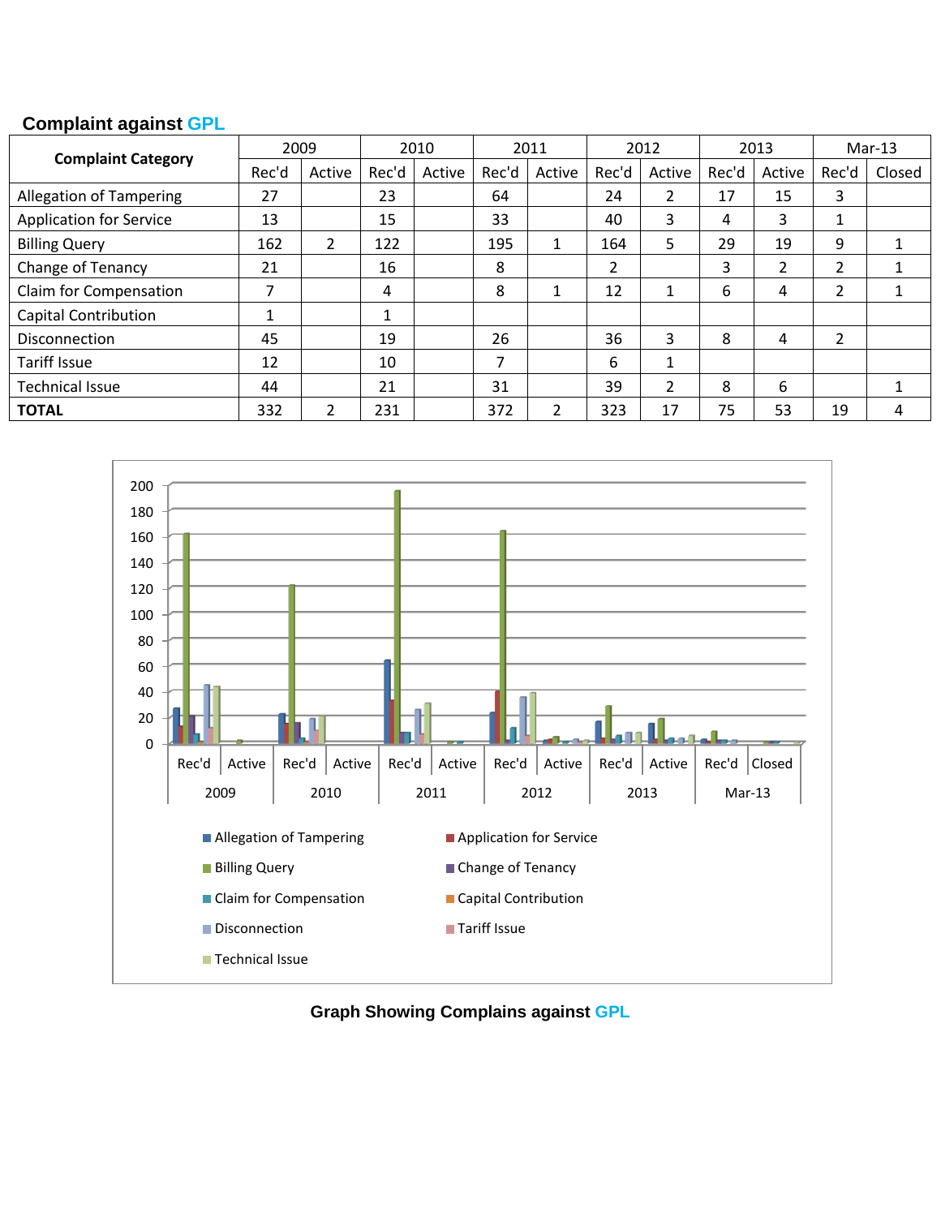## Complaint against GPL

| Complaint Category | 2009 | | 2010 | | 2011 | | 2012 | | 2013 | | Mar-13 | |
|---|---|---|---|---|---|---|---|---|---|---|---|---|
| | Rec'd | Active | Rec'd | Active | Rec'd | Active | Rec'd | Active | Rec'd | Active | Rec'd | Closed |
| Allegation of Tampering | 27 | | 23 | | 64 | | 24 | 2 | 17 | 15 | 3 | |
| Application for Service | 13 | | 15 | | 33 | | 40 | 3 | 4 | 3 | 1 | |
| Billing Query | 162 | 2 | 122 | | 195 | 1 | 164 | 5 | 29 | 19 | 9 | 1 |
| Change of Tenancy | 21 | | 16 | | 8 | | 2 | | 3 | 2 | 2 | 1 |
| Claim for Compensation | 7 | | 4 | | 8 | 1 | 12 | 1 | 6 | 4 | 2 | 1 |
| Capital Contribution | 1 | | 1 | | | | | | | | | |
| Disconnection | 45 | | 19 | | 26 | | 36 | 3 | 8 | 4 | 2 | |
| Tariff Issue | 12 | | 10 | | 7 | | 6 | 1 | | | | |
| Technical Issue | 44 | | 21 | | 31 | | 39 | 2 | 8 | 6 | | 1 |
| **TOTAL** | 332 | 2 | 231 | | 372 | 2 | 323 | 17 | 75 | 53 | 19 | 4 |

**Graph Showing Complains against GPL**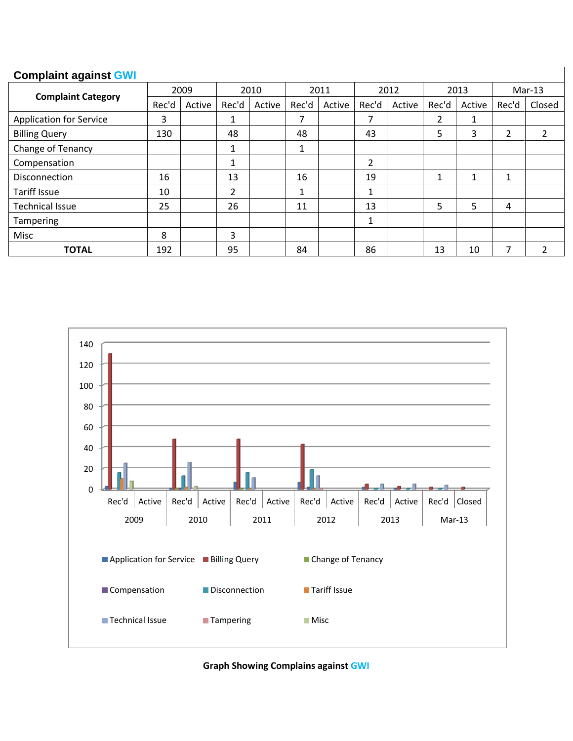## Complaint against GWI

| Complaint Category | 2009 | | 2010 | | 2011 | | 2012 | | 2013 | | Mar-13 | |
|---|---|---|---|---|---|---|---|---|---|---|---|---|
| | Rec'd | Active | Rec'd | Active | Rec'd | Active | Rec'd | Active | Rec'd | Active | Rec'd | Closed |
| Application for Service | 3 | | 1 | | 7 | | 7 | | 2 | 1 | | |
| Billing Query | 130 | | 48 | | 48 | | 43 | | 5 | 3 | 2 | 2 |
| Change of Tenancy | | | 1 | | 1 | | | | | | | |
| Compensation | | | 1 | | | | 2 | | | | | |
| Disconnection | 16 | | 13 | | 16 | | 19 | | 1 | 1 | 1 | |
| Tariff Issue | 10 | | 2 | | 1 | | 1 | | | | | |
| Technical Issue | 25 | | 26 | | 11 | | 13 | | 5 | 5 | 4 | |
| Tampering | | | | | | | 1 | | | | | |
| Misc | 8 | | 3 | | | | | | | | | |
| **TOTAL** | 192 | | 95 | | 84 | | 86 | | 13 | 10 | 7 | 2 |

**Graph Showing Complains against GWI**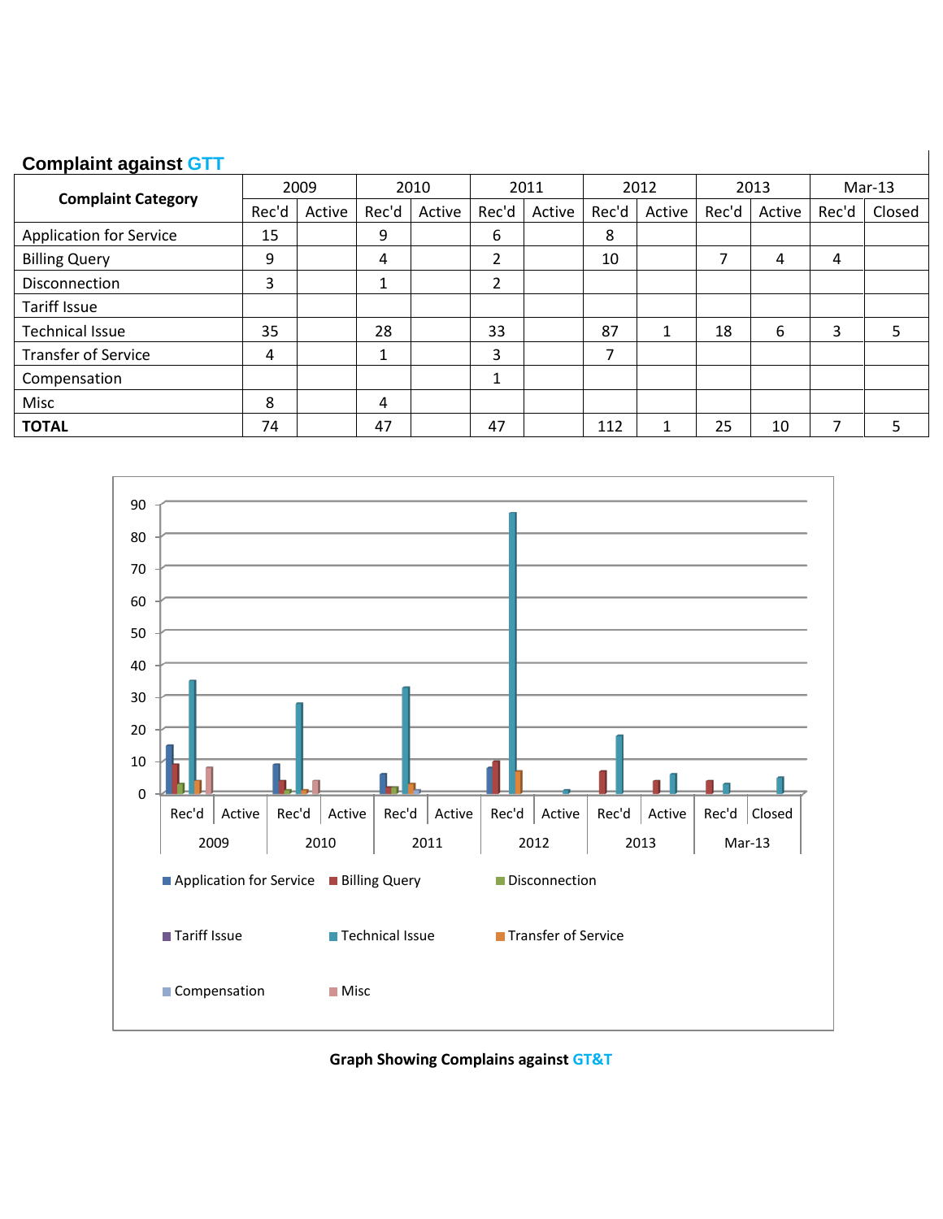**Complaint against GTT**

| Complaint Category | 2009 | | 2010 | | 2011 | | 2012 | | 2013 | | Mar-13 | |
|---|---|---|---|---|---|---|---|---|---|---|---|---|
| | Rec'd | Active | Rec'd | Active | Rec'd | Active | Rec'd | Active | Rec'd | Active | Rec'd | Closed |
| Application for Service | 15 | | 9 | | 6 | | 8 | | | | | |
| Billing Query | 9 | | 4 | | 2 | | 10 | | 7 | 4 | 4 | |
| Disconnection | 3 | | 1 | | 2 | | | | | | | |
| Tariff Issue | | | | | | | | | | | | |
| Technical Issue | 35 | | 28 | | 33 | | 87 | 1 | 18 | 6 | 3 | 5 |
| Transfer of Service | 4 | | 1 | | 3 | | 7 | | | | | |
| Compensation | | | | | 1 | | | | | | | |
| Misc | 8 | | 4 | | | | | | | | | |
| **TOTAL** | 74 | | 47 | | 47 | | 112 | 1 | 25 | 10 | 7 | 5 |

**Graph Showing Complains against GT&T**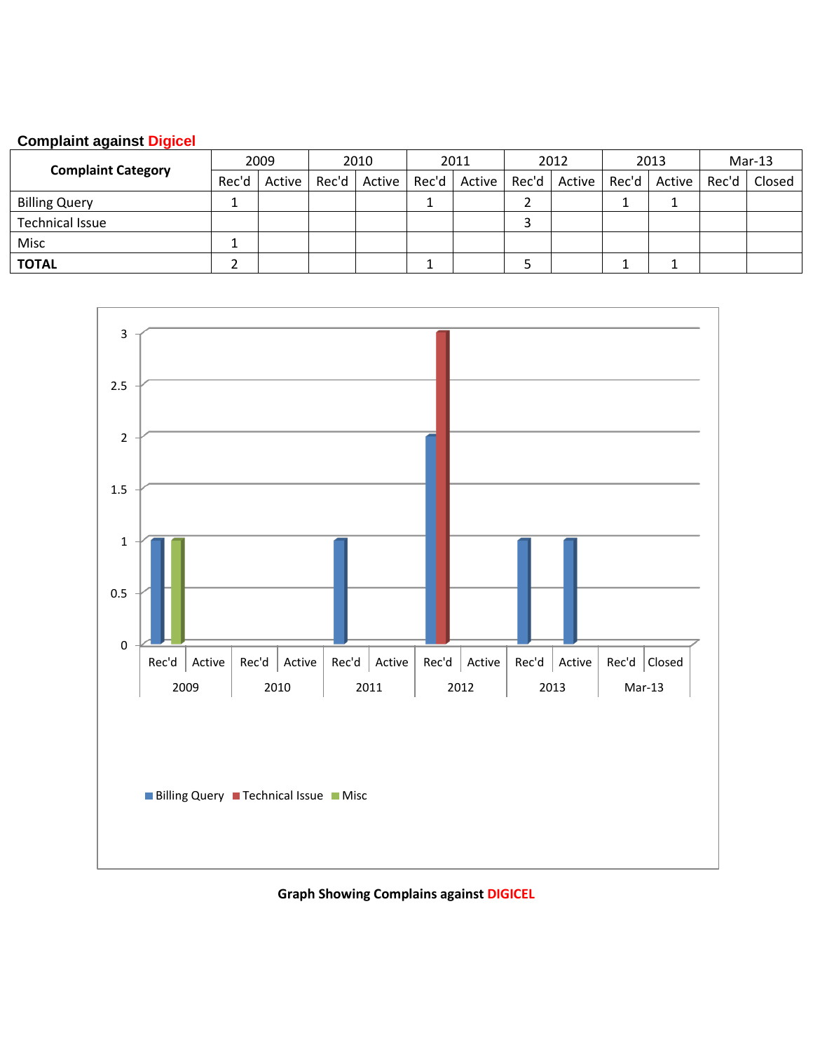**Complaint against Digicel**

| Complaint Category | 2009 | | 2010 | | 2011 | | 2012 | | 2013 | | Mar-13 | |
|---|---|---|---|---|---|---|---|---|---|---|---|---|
| | Rec'd | Active | Rec'd | Active | Rec'd | Active | Rec'd | Active | Rec'd | Active | Rec'd | Closed |
| Billing Query | 1 | | | | 1 | | 2 | | 1 | 1 | | |
| Technical Issue | | | | | | | 3 | | | | | |
| Misc | 1 | | | | | | | | | | | |
| **TOTAL** | 2 | | | | 1 | | 5 | | 1 | 1 | | |

**Graph Showing Complains against DIGICEL**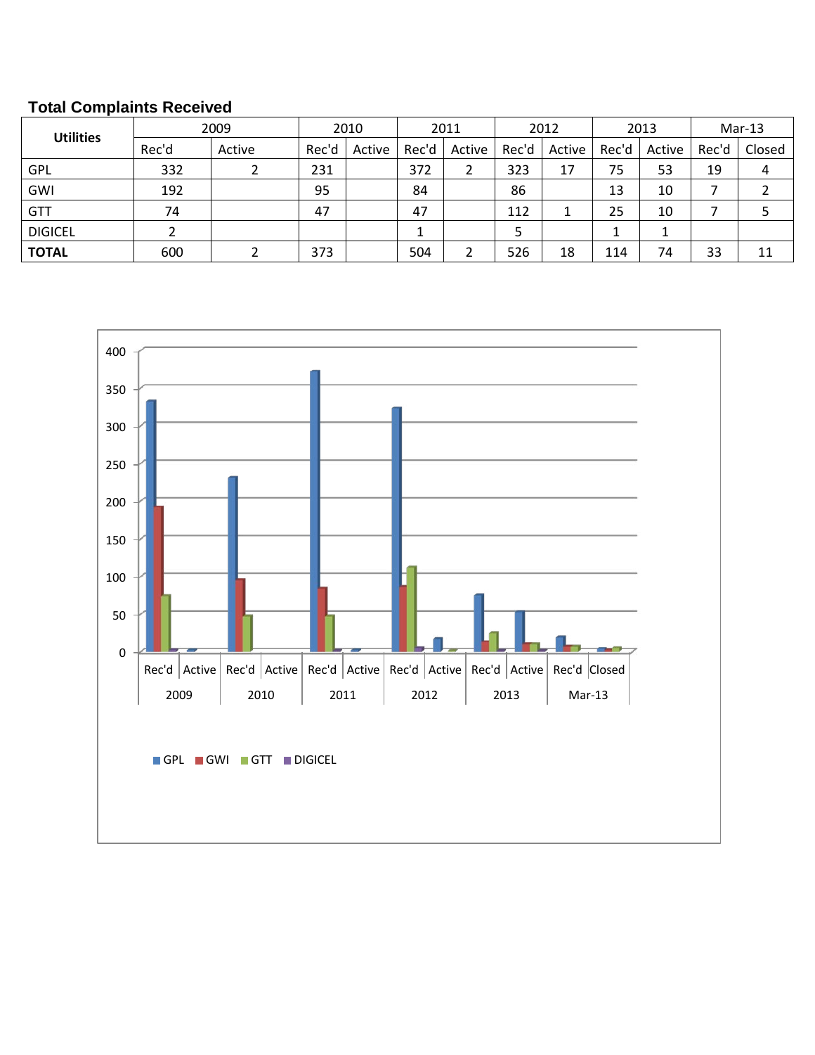**Total Complaints Received**

| Utilities | 2009 | | 2010 | | 2011 | | 2012 | | 2013 | | Mar-13 | |
|---|---|---|---|---|---|---|---|---|---|---|---|---|
| | Rec'd | Active | Rec'd | Active | Rec'd | Active | Rec'd | Active | Rec'd | Active | Rec'd | Closed |
| GPL | 332 | 2 | 231 | | 372 | 2 | 323 | 17 | 75 | 53 | 19 | 4 |
| GWI | 192 | | 95 | | 84 | | 86 | | 13 | 10 | 7 | 2 |
| GTT | 74 | | 47 | | 47 | | 112 | 1 | 25 | 10 | 7 | 5 |
| DIGICEL | 2 | | | | 1 | | 5 | | 1 | 1 | | |
| **TOTAL** | 600 | 2 | 373 | | 504 | 2 | 526 | 18 | 114 | 74 | 33 | 11 |

400
350
300
250
200
150
100
50
0

Rec'd Active Rec'd Active Rec'd Active Rec'd Active Rec'd Active Rec'd Closed

2009 2010 2011 2012 2013 Mar-13

GPL GWI GTT DIGICEL